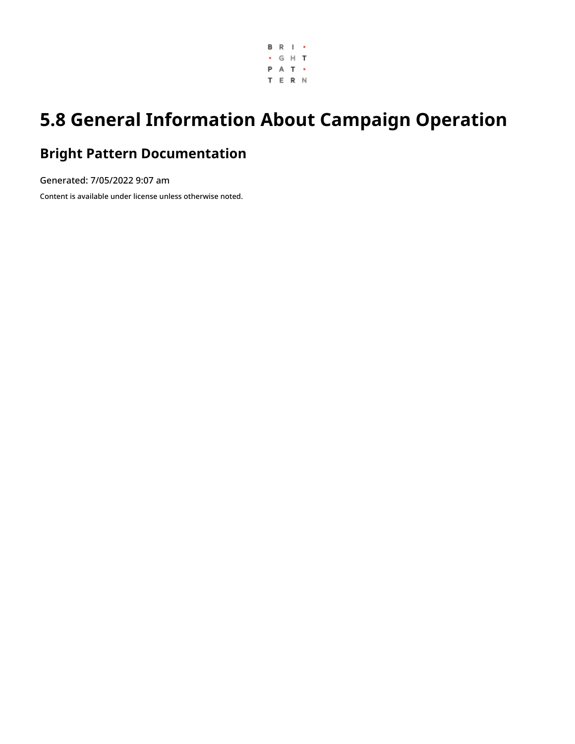# 5.8 General Information About Campaign Operation

## Bright Pattern Documentation

Generated: 7/05/2022 9:07 am

Content is available under license unless otherwise noted.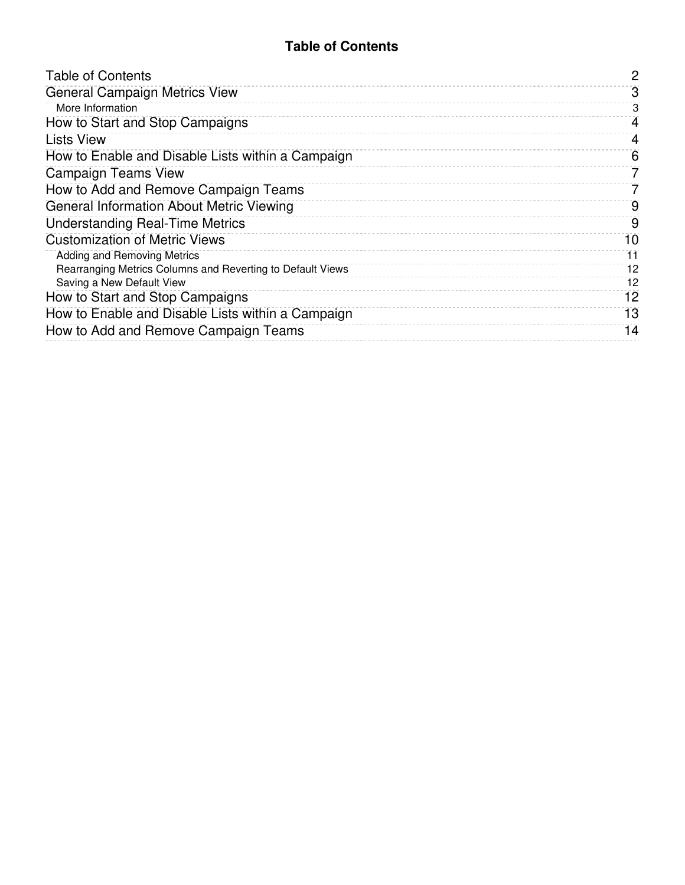# Table of Contents

| | |
|---|---|
| Table of Contents | 2 |
| General Campaign Metrics View | 3 |
| More Information | 3 |
| How to Start and Stop Campaigns | 4 |
| Lists View | 4 |
| How to Enable and Disable Lists within a Campaign | 6 |
| Campaign Teams View | 7 |
| How to Add and Remove Campaign Teams | 7 |
| General Information About Metric Viewing | 9 |
| Understanding Real-Time Metrics | 9 |
| Customization of Metric Views | 10 |
| Adding and Removing Metrics | 11 |
| Rearranging Metrics Columns and Reverting to Default Views | 12 |
| Saving a New Default View | 12 |
| How to Start and Stop Campaigns | 12 |
| How to Enable and Disable Lists within a Campaign | 13 |
| How to Add and Remove Campaign Teams | 14 |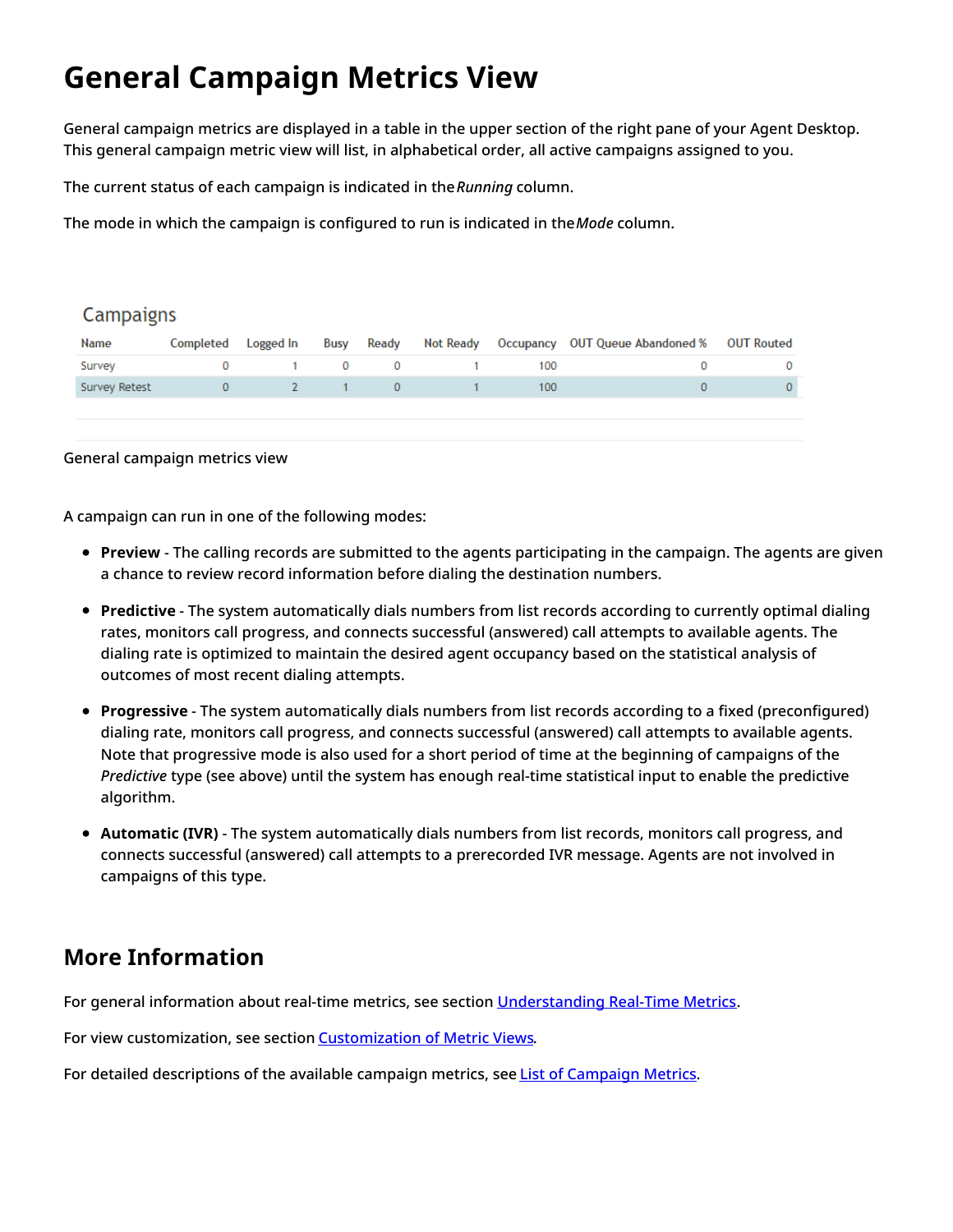# General Campaign Metrics View

General campaign metrics are displayed in a table in the upper section of the right pane of your Agent Desktop. This general campaign metric view will list, in alphabetical order, all active campaigns assigned to you.

The current status of each campaign is indicated in the *Running* column.

The mode in which the campaign is configured to run is indicated in the *Mode* column.

Campaigns

| Name | Completed | Logged In | Busy | Ready | Not Ready | Occupancy | OUT Queue Abandoned % | OUT Routed |
|---|---|---|---|---|---|---|---|---|
| Survey | 0 | 1 | 0 | 0 | 1 | 100 | 0 | 0 |
| Survey Retest | 0 | 2 | 1 | 0 | 1 | 100 | 0 | 0 |

General campaign metrics view

A campaign can run in one of the following modes:

- **Preview** - The calling records are submitted to the agents participating in the campaign. The agents are given a chance to review record information before dialing the destination numbers.
- **Predictive** - The system automatically dials numbers from list records according to currently optimal dialing rates, monitors call progress, and connects successful (answered) call attempts to available agents. The dialing rate is optimized to maintain the desired agent occupancy based on the statistical analysis of outcomes of most recent dialing attempts.
- **Progressive** - The system automatically dials numbers from list records according to a fixed (preconfigured) dialing rate, monitors call progress, and connects successful (answered) call attempts to available agents. Note that progressive mode is also used for a short period of time at the beginning of campaigns of the *Predictive* type (see above) until the system has enough real-time statistical input to enable the predictive algorithm.
- **Automatic (IVR)** - The system automatically dials numbers from list records, monitors call progress, and connects successful (answered) call attempts to a prerecorded IVR message. Agents are not involved in campaigns of this type.

## More Information

For general information about real-time metrics, see section Understanding Real-Time Metrics.

For view customization, see section Customization of Metric Views.

For detailed descriptions of the available campaign metrics, see List of Campaign Metrics.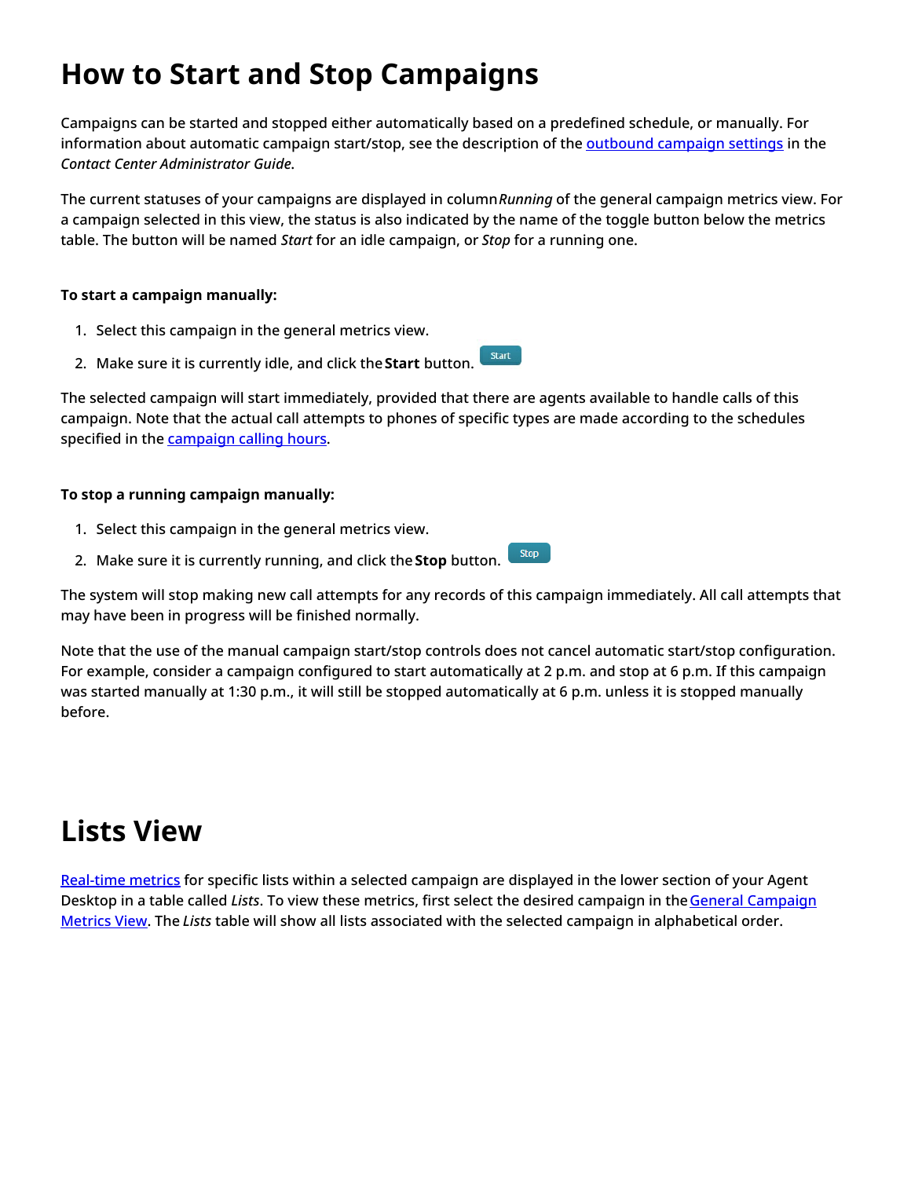# How to Start and Stop Campaigns

Campaigns can be started and stopped either automatically based on a predefined schedule, or manually. For information about automatic campaign start/stop, see the description of the [outbound campaign settings]() in the *Contact Center Administrator Guide*.

The current statuses of your campaigns are displayed in column *Running* of the general campaign metrics view. For a campaign selected in this view, the status is also indicated by the name of the toggle button below the metrics table. The button will be named *Start* for an idle campaign, or *Stop* for a running one.

**To start a campaign manually:**

1. Select this campaign in the general metrics view.
2. Make sure it is currently idle, and click the **Start** button.

The selected campaign will start immediately, provided that there are agents available to handle calls of this campaign. Note that the actual call attempts to phones of specific types are made according to the schedules specified in the [campaign calling hours]().

**To stop a running campaign manually:**

1. Select this campaign in the general metrics view.
2. Make sure it is currently running, and click the **Stop** button.

The system will stop making new call attempts for any records of this campaign immediately. All call attempts that may have been in progress will be finished normally.

Note that the use of the manual campaign start/stop controls does not cancel automatic start/stop configuration. For example, consider a campaign configured to start automatically at 2 p.m. and stop at 6 p.m. If this campaign was started manually at 1:30 p.m., it will still be stopped automatically at 6 p.m. unless it is stopped manually before.

# Lists View

[Real-time metrics]() for specific lists within a selected campaign are displayed in the lower section of your Agent Desktop in a table called *Lists*. To view these metrics, first select the desired campaign in the [General Campaign Metrics View](). The *Lists* table will show all lists associated with the selected campaign in alphabetical order.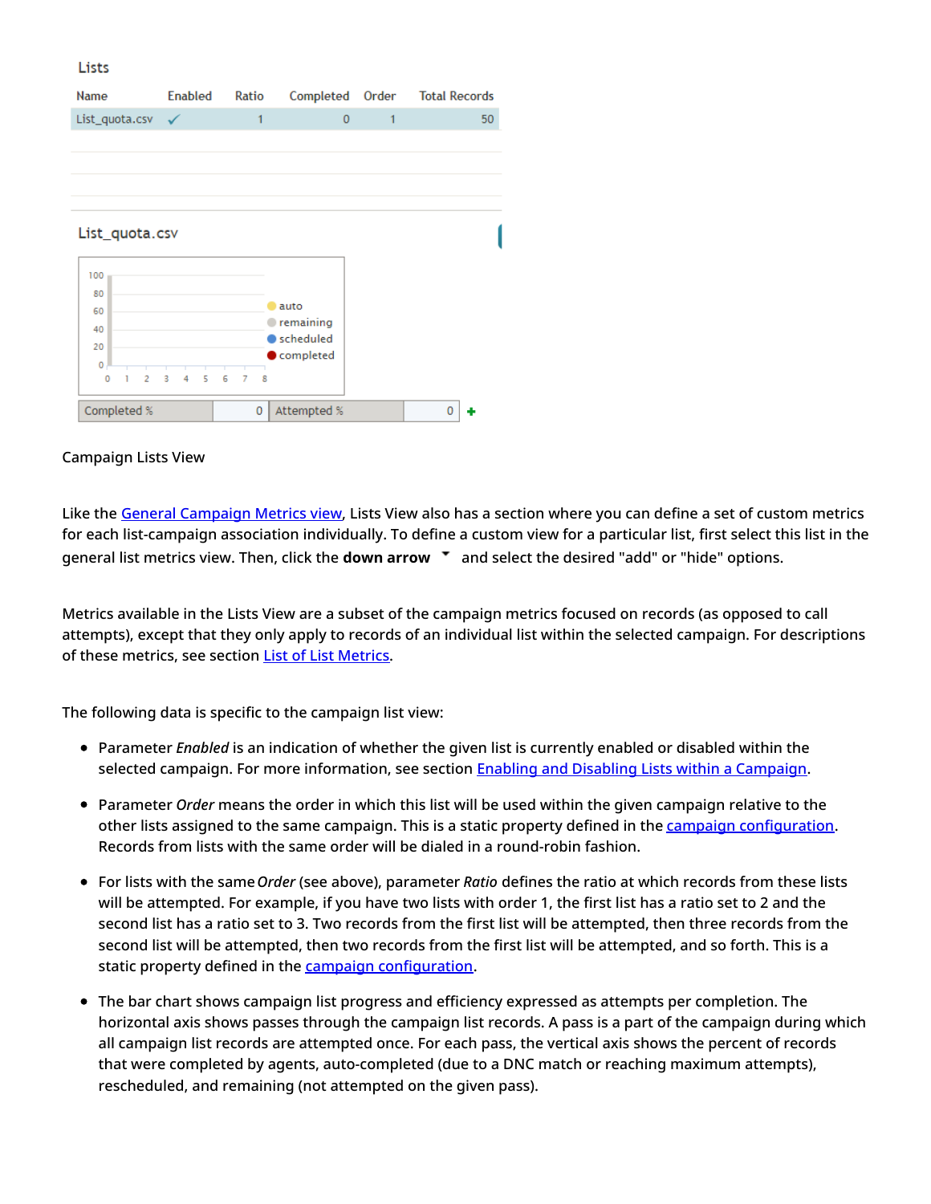Lists

| Name | Enabled | Ratio | Completed | Order | Total Records |
|---|---|---|---|---|---|
| List_quota.csv | ✓ | 1 | 0 | 1 | 50 |

List_quota.csv

| Completed % | 0 | Attempted % | 0 |
|---|---|---|---|

Campaign Lists View

Like the General Campaign Metrics view, Lists View also has a section where you can define a set of custom metrics for each list-campaign association individually. To define a custom view for a particular list, first select this list in the general list metrics view. Then, click the **down arrow** and select the desired "add" or "hide" options.

Metrics available in the Lists View are a subset of the campaign metrics focused on records (as opposed to call attempts), except that they only apply to records of an individual list within the selected campaign. For descriptions of these metrics, see section List of List Metrics.

The following data is specific to the campaign list view:

- Parameter *Enabled* is an indication of whether the given list is currently enabled or disabled within the selected campaign. For more information, see section Enabling and Disabling Lists within a Campaign.
- Parameter *Order* means the order in which this list will be used within the given campaign relative to the other lists assigned to the same campaign. This is a static property defined in the campaign configuration. Records from lists with the same order will be dialed in a round-robin fashion.
- For lists with the same *Order* (see above), parameter *Ratio* defines the ratio at which records from these lists will be attempted. For example, if you have two lists with order 1, the first list has a ratio set to 2 and the second list has a ratio set to 3. Two records from the first list will be attempted, then three records from the second list will be attempted, then two records from the first list will be attempted, and so forth. This is a static property defined in the campaign configuration.
- The bar chart shows campaign list progress and efficiency expressed as attempts per completion. The horizontal axis shows passes through the campaign list records. A pass is a part of the campaign during which all campaign list records are attempted once. For each pass, the vertical axis shows the percent of records that were completed by agents, auto-completed (due to a DNC match or reaching maximum attempts), rescheduled, and remaining (not attempted on the given pass).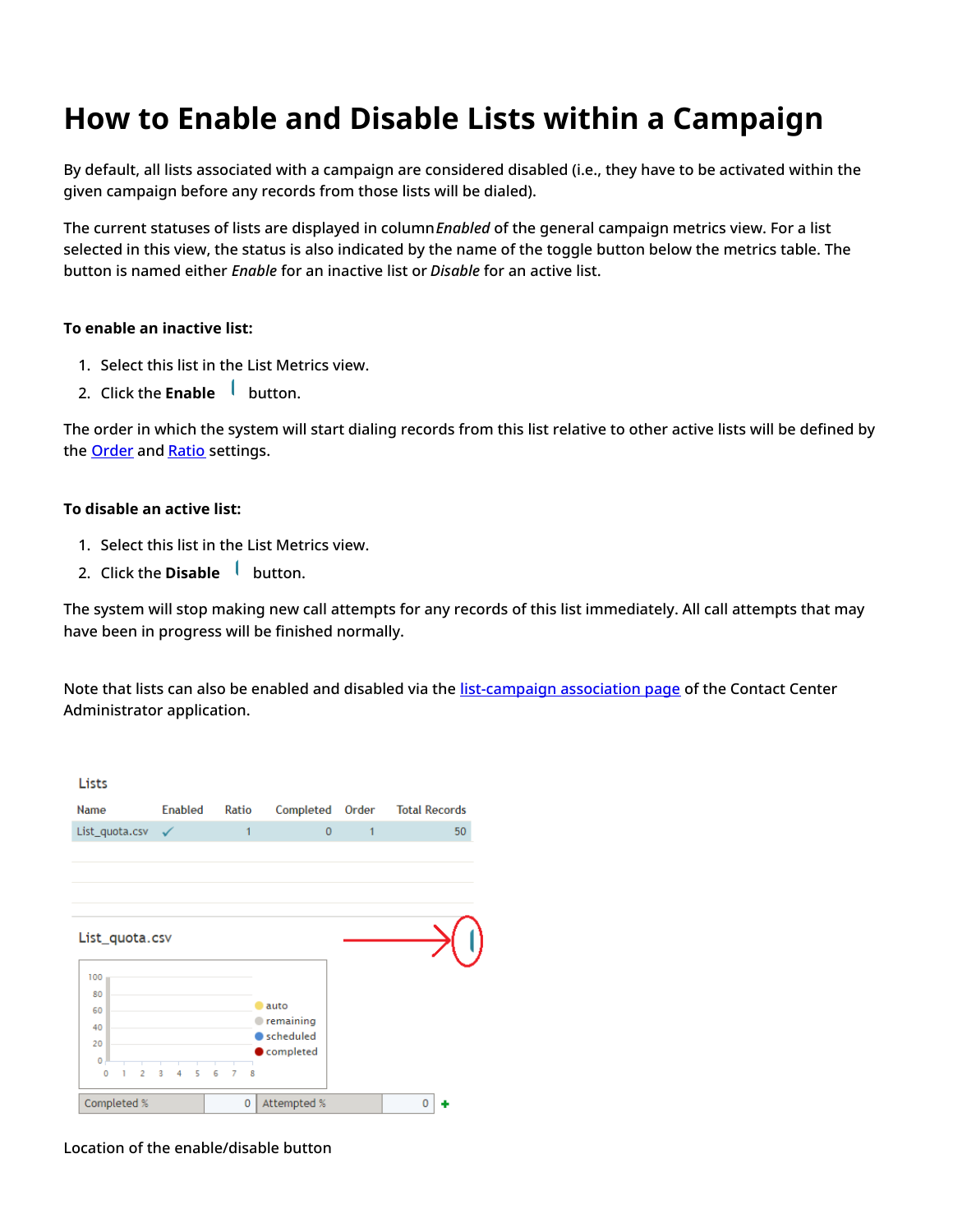# How to Enable and Disable Lists within a Campaign

By default, all lists associated with a campaign are considered disabled (i.e., they have to be activated within the given campaign before any records from those lists will be dialed).

The current statuses of lists are displayed in column *Enabled* of the general campaign metrics view. For a list selected in this view, the status is also indicated by the name of the toggle button below the metrics table. The button is named either *Enable* for an inactive list or *Disable* for an active list.

**To enable an inactive list:**

1. Select this list in the List Metrics view.
2. Click the **Enable** button.

The order in which the system will start dialing records from this list relative to other active lists will be defined by the Order and Ratio settings.

**To disable an active list:**

1. Select this list in the List Metrics view.
2. Click the **Disable** button.

The system will stop making new call attempts for any records of this list immediately. All call attempts that may have been in progress will be finished normally.

Note that lists can also be enabled and disabled via the list-campaign association page of the Contact Center Administrator application.

Location of the enable/disable button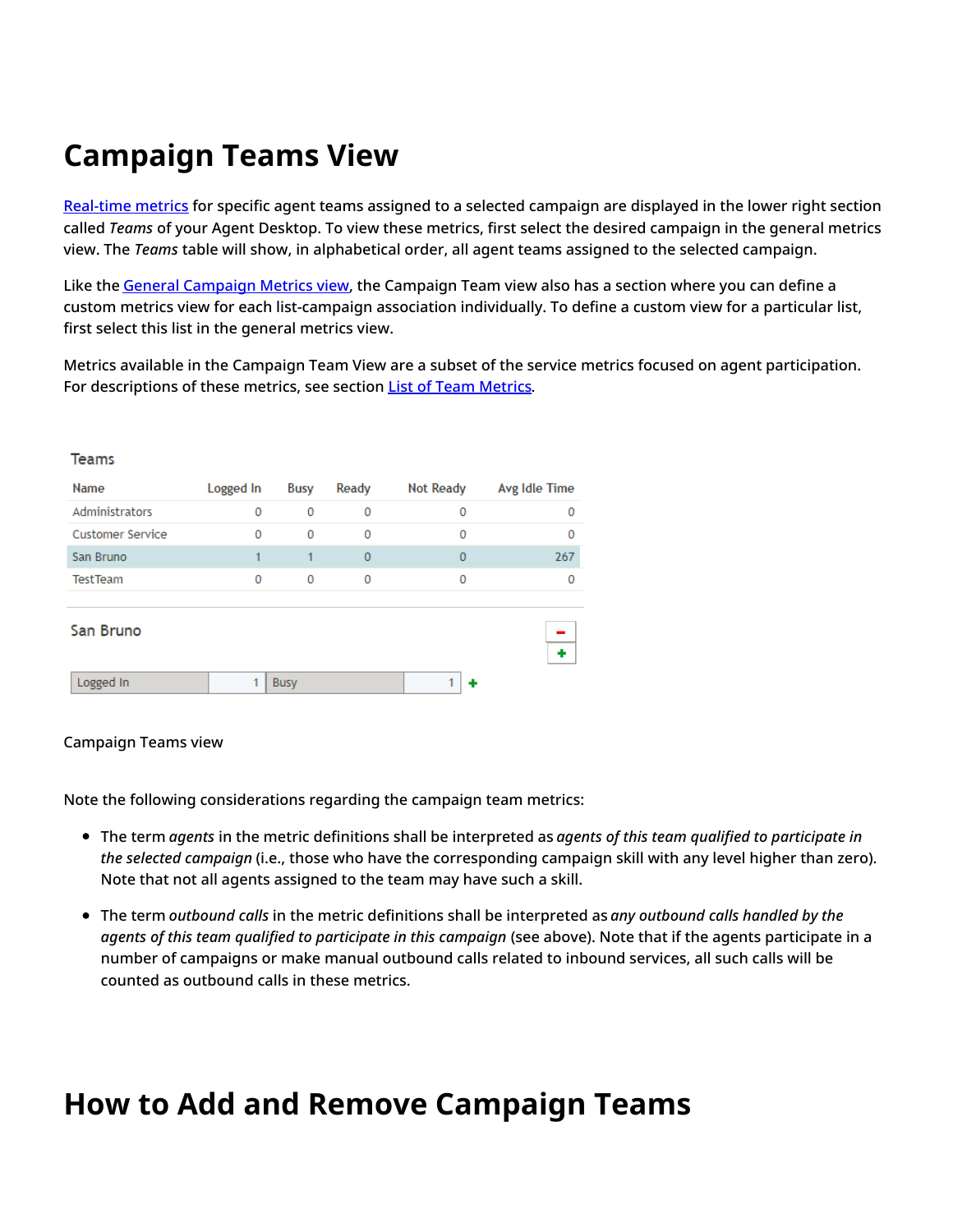# Campaign Teams View

[Real-time metrics](#) for specific agent teams assigned to a selected campaign are displayed in the lower right section called *Teams* of your Agent Desktop. To view these metrics, first select the desired campaign in the general metrics view. The *Teams* table will show, in alphabetical order, all agent teams assigned to the selected campaign.

Like the [General Campaign Metrics view](#), the Campaign Team view also has a section where you can define a custom metrics view for each list-campaign association individually. To define a custom view for a particular list, first select this list in the general metrics view.

Metrics available in the Campaign Team View are a subset of the service metrics focused on agent participation. For descriptions of these metrics, see section [List of Team Metrics](#).

Teams

| Name | Logged In | Busy | Ready | Not Ready | Avg Idle Time |
|---|---|---|---|---|---|
| Administrators | 0 | 0 | 0 | 0 | 0 |
| Customer Service | 0 | 0 | 0 | 0 | 0 |
| San Bruno | 1 | 1 | 0 | 0 | 267 |
| TestTeam | 0 | 0 | 0 | 0 | 0 |

San Bruno

| Logged In | 1 | Busy | 1 |
|---|---|---|---|

Campaign Teams view

Note the following considerations regarding the campaign team metrics:

- The term *agents* in the metric definitions shall be interpreted as *agents of this team qualified to participate in the selected campaign* (i.e., those who have the corresponding campaign skill with any level higher than zero). Note that not all agents assigned to the team may have such a skill.
- The term *outbound calls* in the metric definitions shall be interpreted as *any outbound calls handled by the agents of this team qualified to participate in this campaign* (see above). Note that if the agents participate in a number of campaigns or make manual outbound calls related to inbound services, all such calls will be counted as outbound calls in these metrics.

# How to Add and Remove Campaign Teams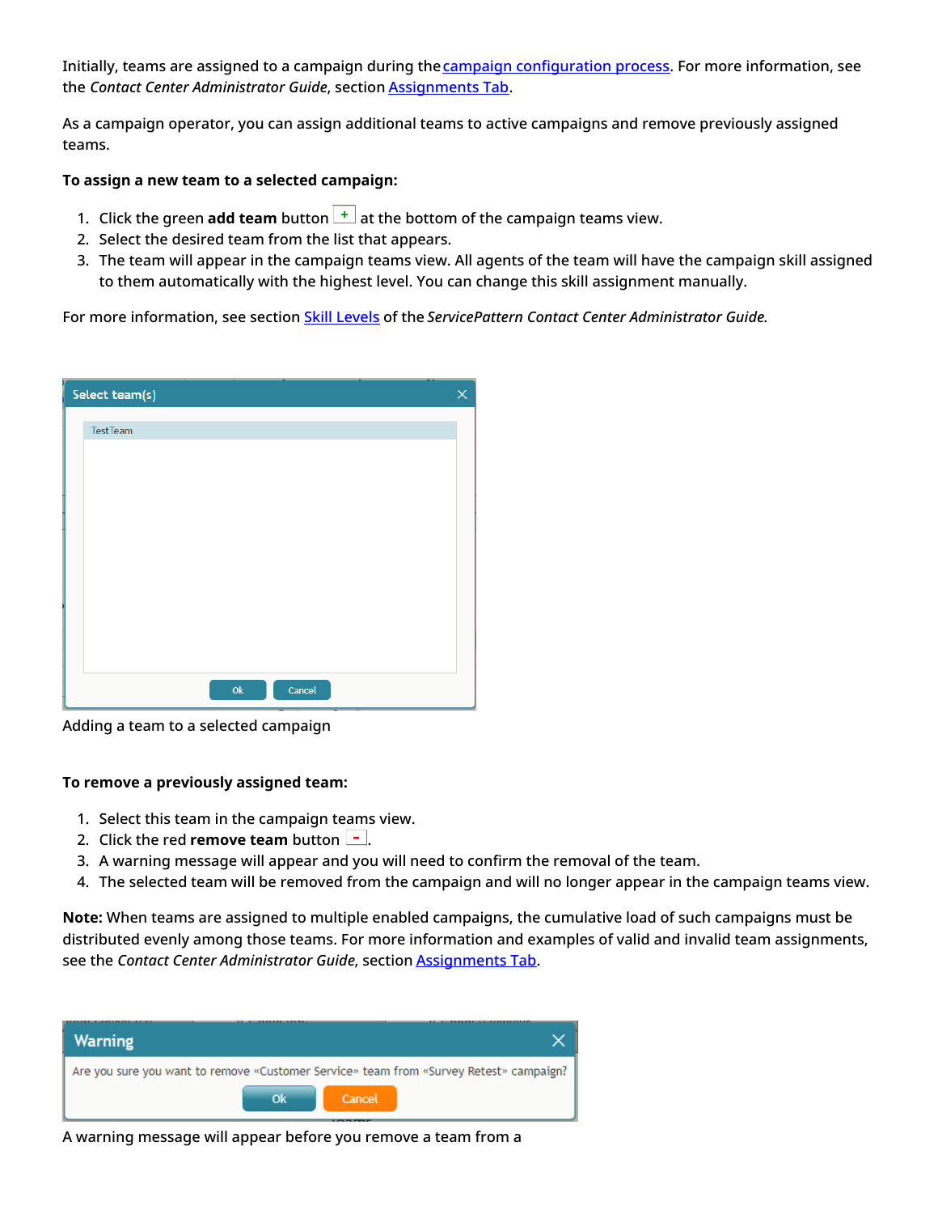Initially, teams are assigned to a campaign during the campaign configuration process. For more information, see the *Contact Center Administrator Guide*, section Assignments Tab.

As a campaign operator, you can assign additional teams to active campaigns and remove previously assigned teams.

**To assign a new team to a selected campaign:**

1. Click the green **add team** button at the bottom of the campaign teams view.
2. Select the desired team from the list that appears.
3. The team will appear in the campaign teams view. All agents of the team will have the campaign skill assigned to them automatically with the highest level. You can change this skill assignment manually.

For more information, see section Skill Levels of the *ServicePattern Contact Center Administrator Guide.*

Adding a team to a selected campaign

**To remove a previously assigned team:**

1. Select this team in the campaign teams view.
2. Click the red **remove team** button .
3. A warning message will appear and you will need to confirm the removal of the team.
4. The selected team will be removed from the campaign and will no longer appear in the campaign teams view.

**Note:** When teams are assigned to multiple enabled campaigns, the cumulative load of such campaigns must be distributed evenly among those teams. For more information and examples of valid and invalid team assignments, see the *Contact Center Administrator Guide*, section Assignments Tab.

A warning message will appear before you remove a team from a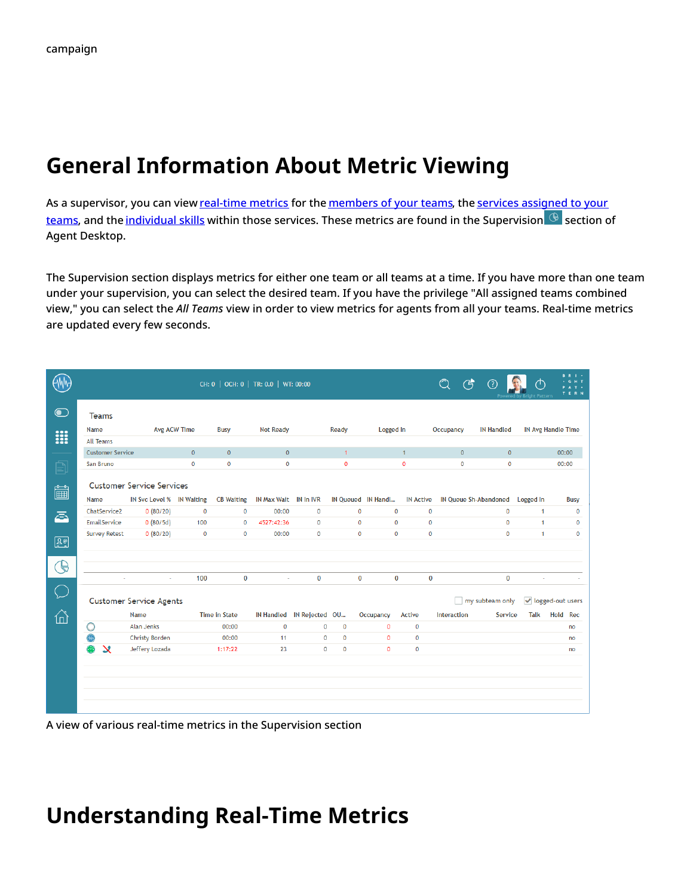campaign

# General Information About Metric Viewing

As a supervisor, you can view real-time metrics for the members of your teams, the services assigned to your teams, and the individual skills within those services. These metrics are found in the Supervision section of Agent Desktop.

The Supervision section displays metrics for either one team or all teams at a time. If you have more than one team under your supervision, you can select the desired team. If you have the privilege "All assigned teams combined view," you can select the *All Teams* view in order to view metrics for agents from all your teams. Real-time metrics are updated every few seconds.

A view of various real-time metrics in the Supervision section

# Understanding Real-Time Metrics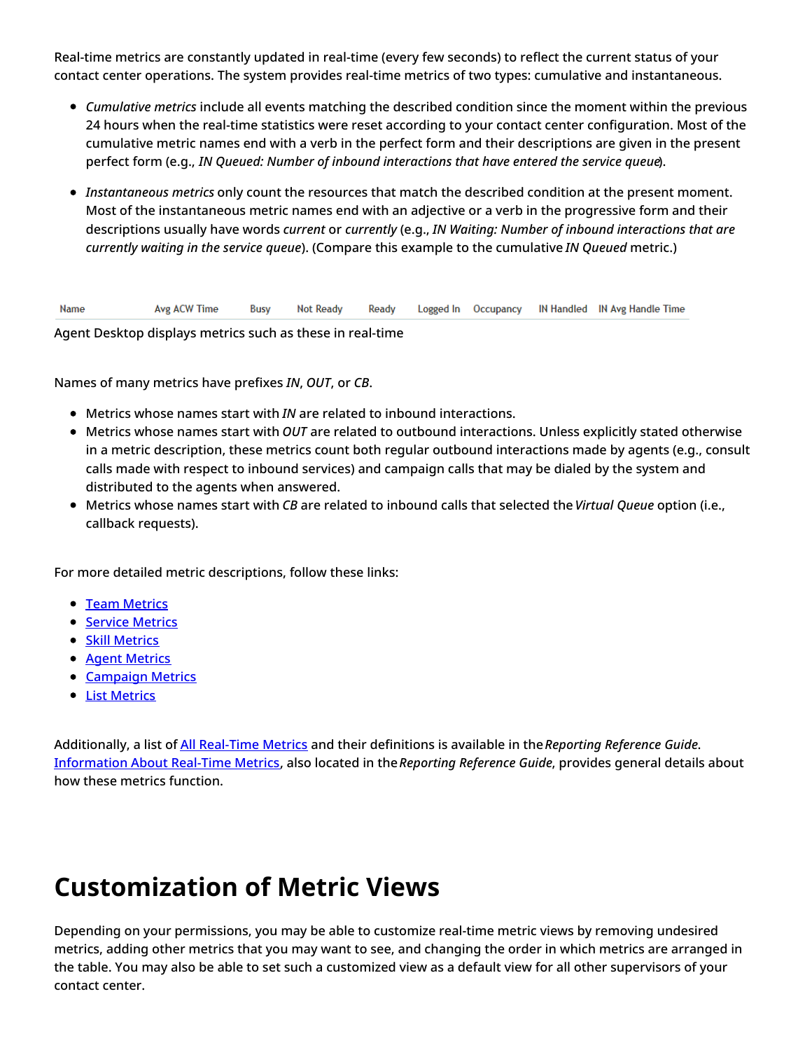Real-time metrics are constantly updated in real-time (every few seconds) to reflect the current status of your contact center operations. The system provides real-time metrics of two types: cumulative and instantaneous.

- *Cumulative metrics* include all events matching the described condition since the moment within the previous 24 hours when the real-time statistics were reset according to your contact center configuration. Most of the cumulative metric names end with a verb in the perfect form and their descriptions are given in the present perfect form (e.g., *IN Queued: Number of inbound interactions that have entered the service queue*).
- *Instantaneous metrics* only count the resources that match the described condition at the present moment. Most of the instantaneous metric names end with an adjective or a verb in the progressive form and their descriptions usually have words *current* or *currently* (e.g., *IN Waiting: Number of inbound interactions that are currently waiting in the service queue*). (Compare this example to the cumulative *IN Queued* metric.)

| Name | Avg ACW Time | Busy | Not Ready | Ready | Logged In | Occupancy | IN Handled | IN Avg Handle Time |
|---|---|---|---|---|---|---|---|---|

Agent Desktop displays metrics such as these in real-time

Names of many metrics have prefixes *IN*, *OUT*, or *CB*.

- Metrics whose names start with *IN* are related to inbound interactions.
- Metrics whose names start with *OUT* are related to outbound interactions. Unless explicitly stated otherwise in a metric description, these metrics count both regular outbound interactions made by agents (e.g., consult calls made with respect to inbound services) and campaign calls that may be dialed by the system and distributed to the agents when answered.
- Metrics whose names start with *CB* are related to inbound calls that selected the *Virtual Queue* option (i.e., callback requests).

For more detailed metric descriptions, follow these links:

- Team Metrics
- Service Metrics
- Skill Metrics
- Agent Metrics
- Campaign Metrics
- List Metrics

Additionally, a list of All Real-Time Metrics and their definitions is available in the *Reporting Reference Guide*. Information About Real-Time Metrics, also located in the *Reporting Reference Guide*, provides general details about how these metrics function.

# Customization of Metric Views

Depending on your permissions, you may be able to customize real-time metric views by removing undesired metrics, adding other metrics that you may want to see, and changing the order in which metrics are arranged in the table. You may also be able to set such a customized view as a default view for all other supervisors of your contact center.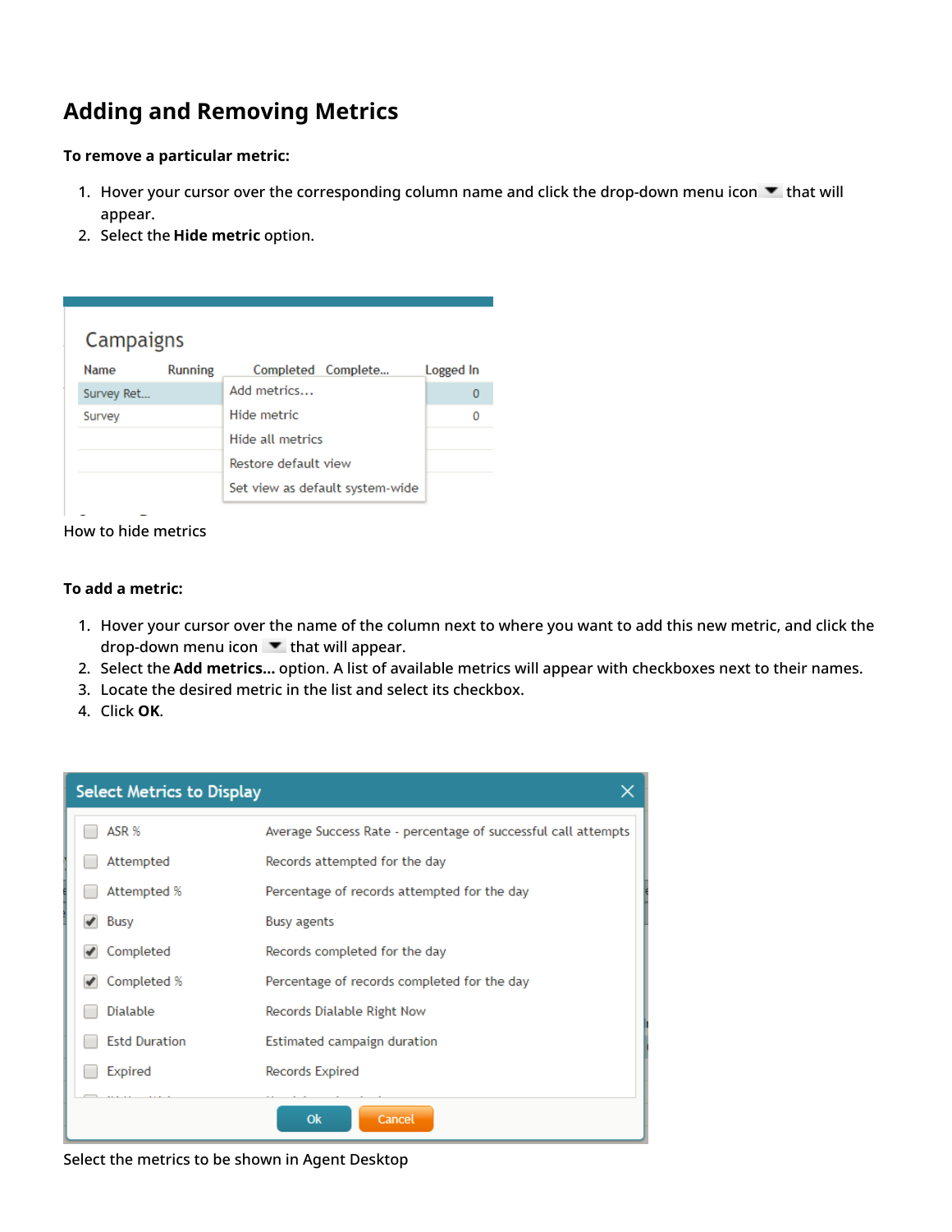## Adding and Removing Metrics

**To remove a particular metric:**

1. Hover your cursor over the corresponding column name and click the drop-down menu icon ▼ that will appear.
2. Select the **Hide metric** option.

How to hide metrics

**To add a metric:**

1. Hover your cursor over the name of the column next to where you want to add this new metric, and click the drop-down menu icon ▼ that will appear.
2. Select the **Add metrics...** option. A list of available metrics will appear with checkboxes next to their names.
3. Locate the desired metric in the list and select its checkbox.
4. Click **OK**.

Select the metrics to be shown in Agent Desktop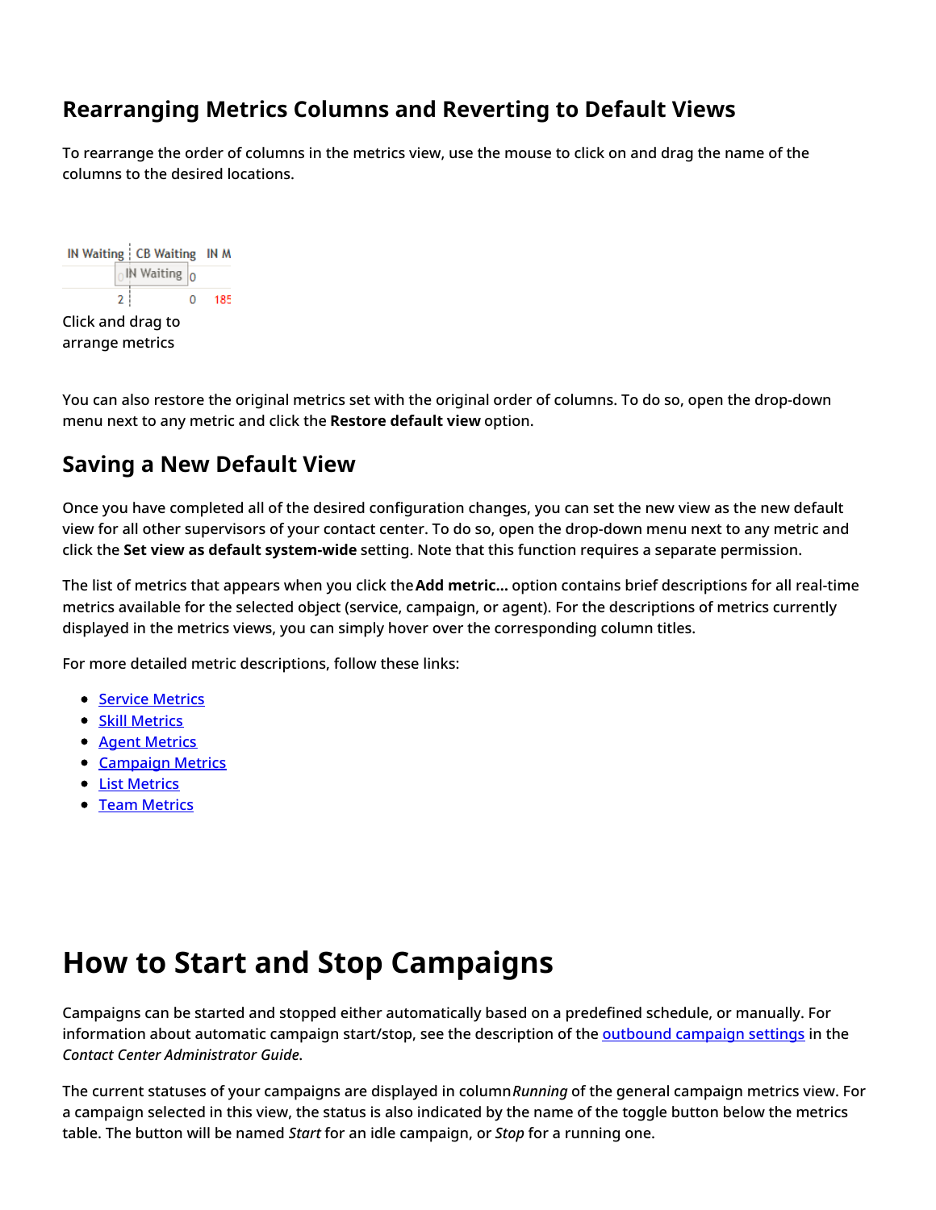## Rearranging Metrics Columns and Reverting to Default Views

To rearrange the order of columns in the metrics view, use the mouse to click on and drag the name of the columns to the desired locations.

Click and drag to arrange metrics

You can also restore the original metrics set with the original order of columns. To do so, open the drop-down menu next to any metric and click the **Restore default view** option.

## Saving a New Default View

Once you have completed all of the desired configuration changes, you can set the new view as the new default view for all other supervisors of your contact center. To do so, open the drop-down menu next to any metric and click the **Set view as default system-wide** setting. Note that this function requires a separate permission.

The list of metrics that appears when you click the **Add metric...** option contains brief descriptions for all real-time metrics available for the selected object (service, campaign, or agent). For the descriptions of metrics currently displayed in the metrics views, you can simply hover over the corresponding column titles.

For more detailed metric descriptions, follow these links:

- Service Metrics
- Skill Metrics
- Agent Metrics
- Campaign Metrics
- List Metrics
- Team Metrics

# How to Start and Stop Campaigns

Campaigns can be started and stopped either automatically based on a predefined schedule, or manually. For information about automatic campaign start/stop, see the description of the outbound campaign settings in the *Contact Center Administrator Guide*.

The current statuses of your campaigns are displayed in column *Running* of the general campaign metrics view. For a campaign selected in this view, the status is also indicated by the name of the toggle button below the metrics table. The button will be named *Start* for an idle campaign, or *Stop* for a running one.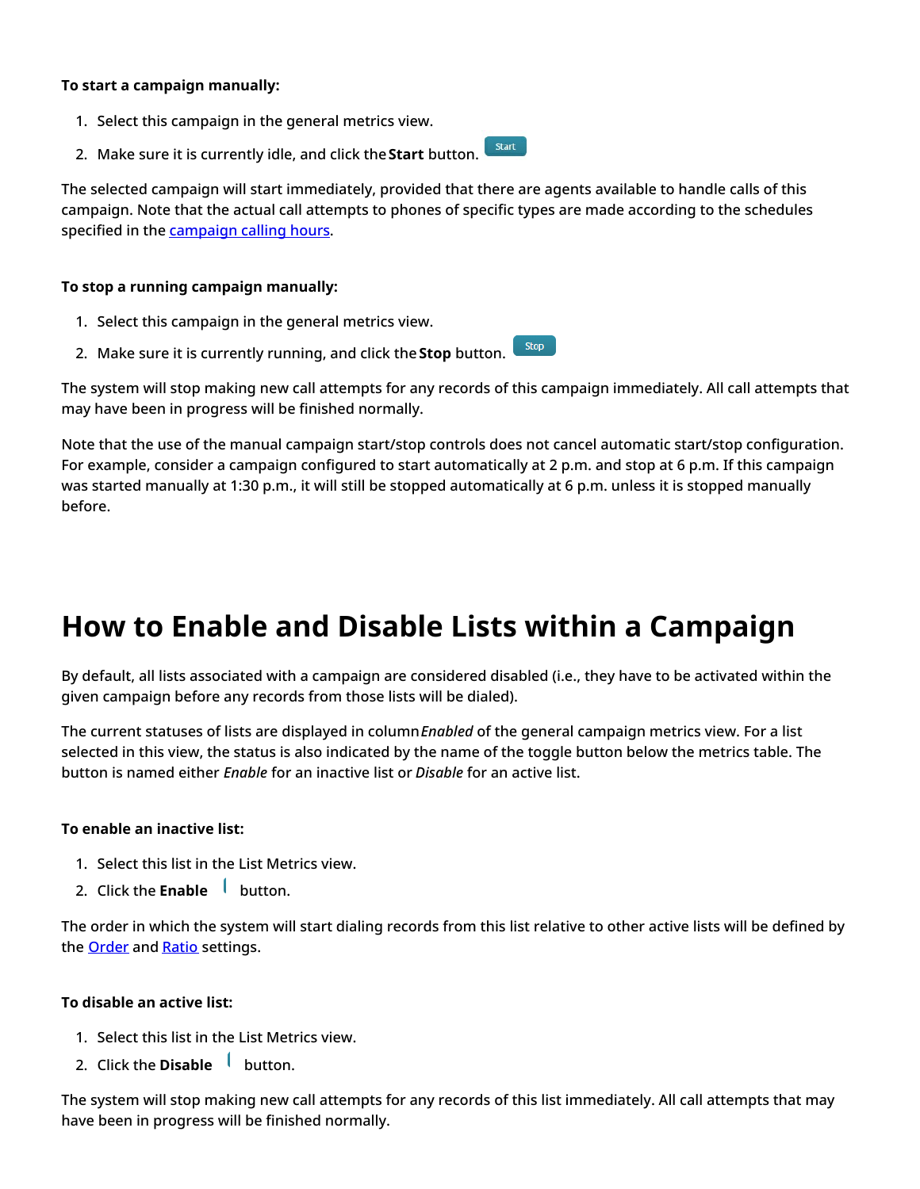**To start a campaign manually:**

1. Select this campaign in the general metrics view.
2. Make sure it is currently idle, and click the **Start** button.

The selected campaign will start immediately, provided that there are agents available to handle calls of this campaign. Note that the actual call attempts to phones of specific types are made according to the schedules specified in the campaign calling hours.

**To stop a running campaign manually:**

1. Select this campaign in the general metrics view.
2. Make sure it is currently running, and click the **Stop** button.

The system will stop making new call attempts for any records of this campaign immediately. All call attempts that may have been in progress will be finished normally.

Note that the use of the manual campaign start/stop controls does not cancel automatic start/stop configuration. For example, consider a campaign configured to start automatically at 2 p.m. and stop at 6 p.m. If this campaign was started manually at 1:30 p.m., it will still be stopped automatically at 6 p.m. unless it is stopped manually before.

# How to Enable and Disable Lists within a Campaign

By default, all lists associated with a campaign are considered disabled (i.e., they have to be activated within the given campaign before any records from those lists will be dialed).

The current statuses of lists are displayed in column *Enabled* of the general campaign metrics view. For a list selected in this view, the status is also indicated by the name of the toggle button below the metrics table. The button is named either *Enable* for an inactive list or *Disable* for an active list.

**To enable an inactive list:**

1. Select this list in the List Metrics view.
2. Click the **Enable** button.

The order in which the system will start dialing records from this list relative to other active lists will be defined by the Order and Ratio settings.

**To disable an active list:**

1. Select this list in the List Metrics view.
2. Click the **Disable** button.

The system will stop making new call attempts for any records of this list immediately. All call attempts that may have been in progress will be finished normally.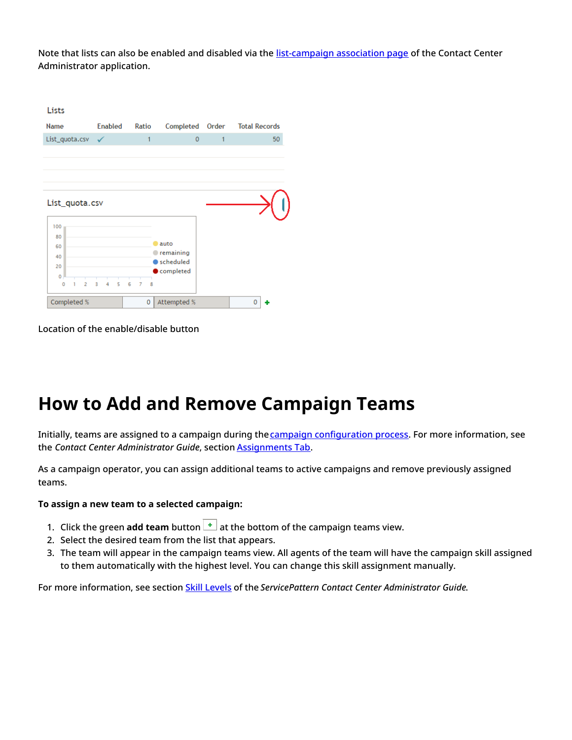Note that lists can also be enabled and disabled via the list-campaign association page of the Contact Center Administrator application.

Location of the enable/disable button

# How to Add and Remove Campaign Teams

Initially, teams are assigned to a campaign during the campaign configuration process. For more information, see the *Contact Center Administrator Guide*, section Assignments Tab.

As a campaign operator, you can assign additional teams to active campaigns and remove previously assigned teams.

**To assign a new team to a selected campaign:**

1. Click the green **add team** button at the bottom of the campaign teams view.
2. Select the desired team from the list that appears.
3. The team will appear in the campaign teams view. All agents of the team will have the campaign skill assigned to them automatically with the highest level. You can change this skill assignment manually.

For more information, see section Skill Levels of the *ServicePattern Contact Center Administrator Guide.*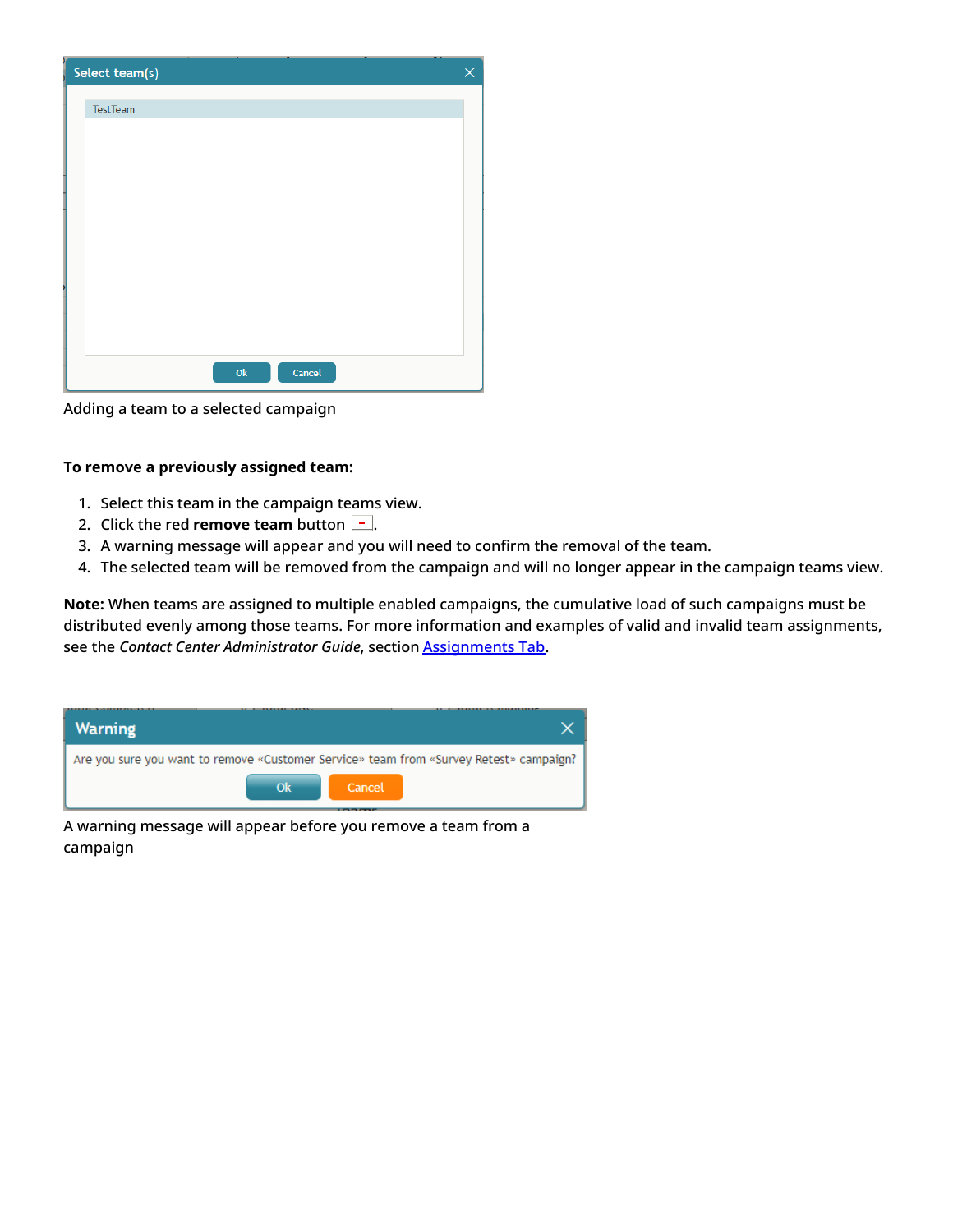Adding a team to a selected campaign

**To remove a previously assigned team:**

1. Select this team in the campaign teams view.
2. Click the red **remove team** button.
3. A warning message will appear and you will need to confirm the removal of the team.
4. The selected team will be removed from the campaign and will no longer appear in the campaign teams view.

**Note:** When teams are assigned to multiple enabled campaigns, the cumulative load of such campaigns must be distributed evenly among those teams. For more information and examples of valid and invalid team assignments, see the *Contact Center Administrator Guide*, section [Assignments Tab](Assignments Tab).

A warning message will appear before you remove a team from a campaign